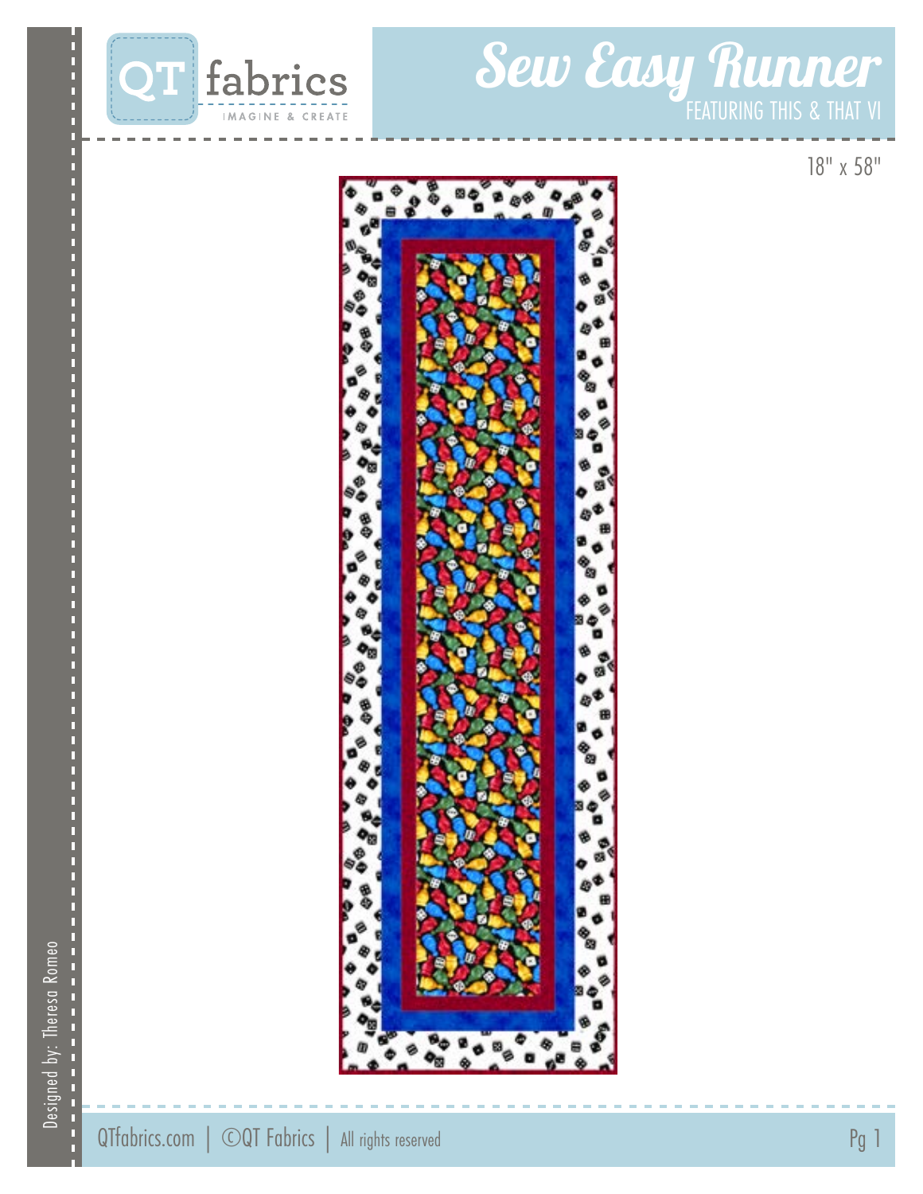# Sew Easy Runner

FEATURING THIS & THAT VI

18" x 58"

Designed by: Theresa Romeo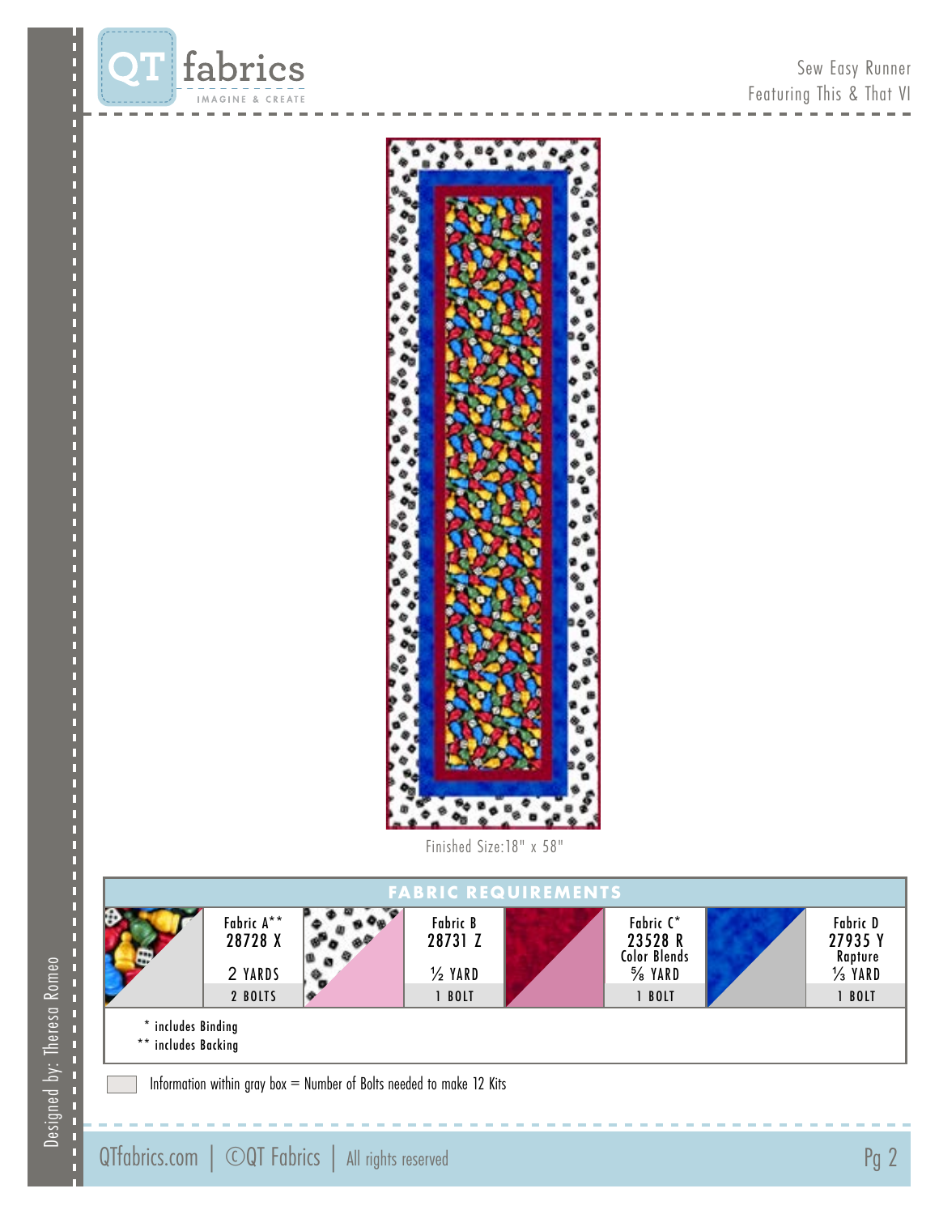Sew Easy Runner
Featuring This & That VI

Finished Size: 18" x 58"

## FABRIC REQUIREMENTS

| Fabric A** | Fabric B | Fabric C* | Fabric D |
|---|---|---|---|
| 28728 X | 28731 Z | 23528 R Color Blends | 27935 Y Rapture |
| 2 YARDS | ½ YARD | ⅝ YARD | ⅓ YARD |
| 2 BOLTS | 1 BOLT | 1 BOLT | 1 BOLT |

\* includes Binding
** includes Backing

Information within gray box = Number of Bolts needed to make 12 Kits

Designed by: Theresa Romeo

QTfabrics.com | ©QT Fabrics | All rights reserved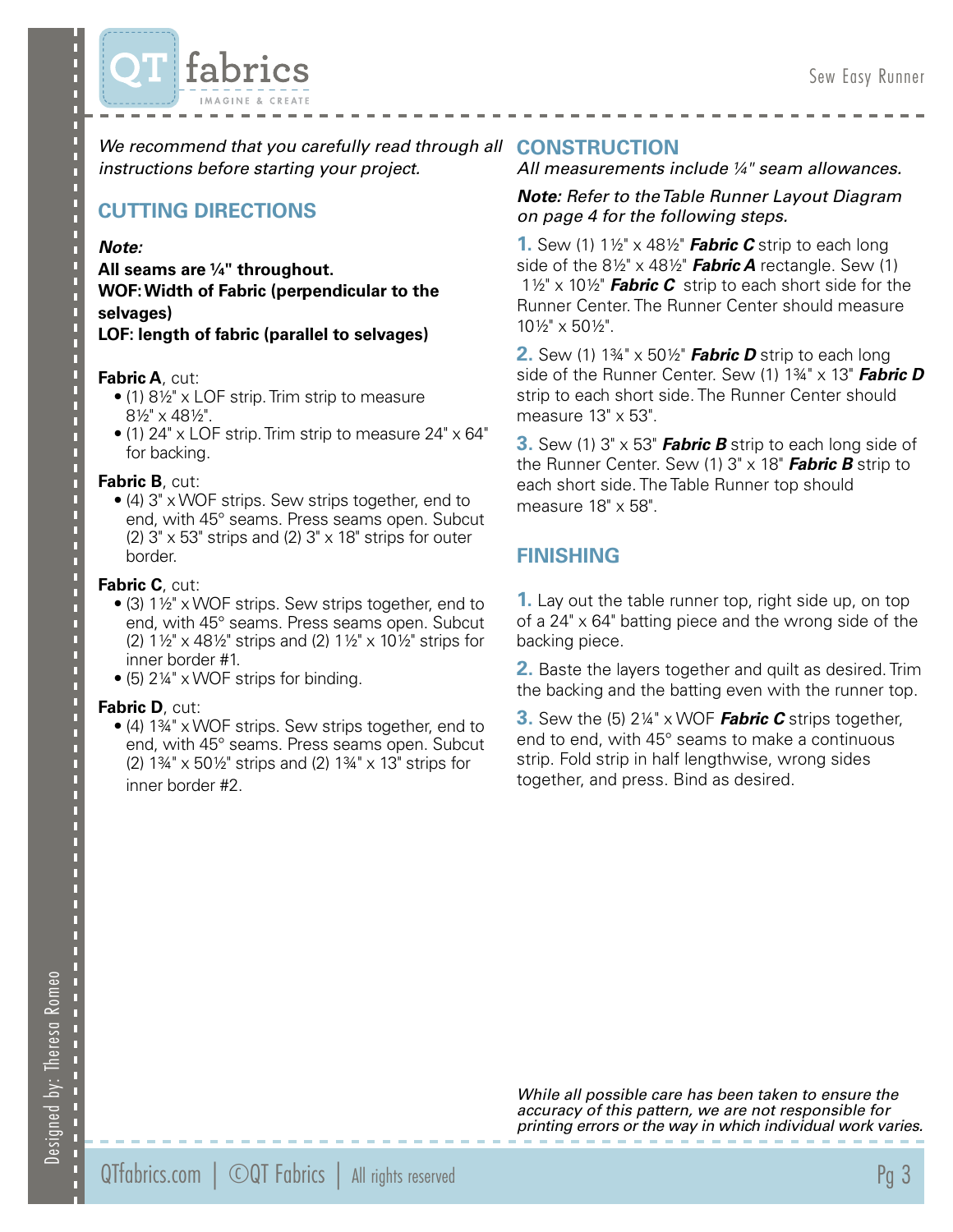*We recommend that you carefully read through all instructions before starting your project.*

## CUTTING DIRECTIONS

***Note:***

**All seams are ¼" throughout.**
**WOF: Width of Fabric (perpendicular to the selvages)**
**LOF: length of fabric (parallel to selvages)**

**Fabric A**, cut:

- (1) 8½" x LOF strip. Trim strip to measure 8½" x 48½".
- (1) 24" x LOF strip. Trim strip to measure 24" x 64" for backing.

**Fabric B**, cut:

- (4) 3" x WOF strips. Sew strips together, end to end, with 45° seams. Press seams open. Subcut (2) 3" x 53" strips and (2) 3" x 18" strips for outer border.

**Fabric C**, cut:

- (3) 1½" x WOF strips. Sew strips together, end to end, with 45° seams. Press seams open. Subcut (2) 1½" x 48½" strips and (2) 1½" x 10½" strips for inner border #1.
- (5) 2¼" x WOF strips for binding.

**Fabric D**, cut:

- (4) 1¾" x WOF strips. Sew strips together, end to end, with 45° seams. Press seams open. Subcut (2) 1¾" x 50½" strips and (2) 1¾" x 13" strips for inner border #2.

## CONSTRUCTION

*All measurements include ¼" seam allowances.*

***Note:*** *Refer to the Table Runner Layout Diagram on page 4 for the following steps.*

**1.** Sew (1) 1½" x 48½" ***Fabric C*** strip to each long side of the 8½" x 48½" ***Fabric A*** rectangle. Sew (1) 1½" x 10½" ***Fabric C*** strip to each short side for the Runner Center. The Runner Center should measure 10½" x 50½".

**2.** Sew (1) 1¾" x 50½" ***Fabric D*** strip to each long side of the Runner Center. Sew (1) 1¾" x 13" ***Fabric D*** strip to each short side. The Runner Center should measure 13" x 53".

**3.** Sew (1) 3" x 53" ***Fabric B*** strip to each long side of the Runner Center. Sew (1) 3" x 18" ***Fabric B*** strip to each short side. The Table Runner top should measure 18" x 58".

## FINISHING

**1.** Lay out the table runner top, right side up, on top of a 24" x 64" batting piece and the wrong side of the backing piece.

**2.** Baste the layers together and quilt as desired. Trim the backing and the batting even with the runner top.

**3.** Sew the (5) 2¼" x WOF ***Fabric C*** strips together, end to end, with 45° seams to make a continuous strip. Fold strip in half lengthwise, wrong sides together, and press. Bind as desired.

*While all possible care has been taken to ensure the accuracy of this pattern, we are not responsible for printing errors or the way in which individual work varies.*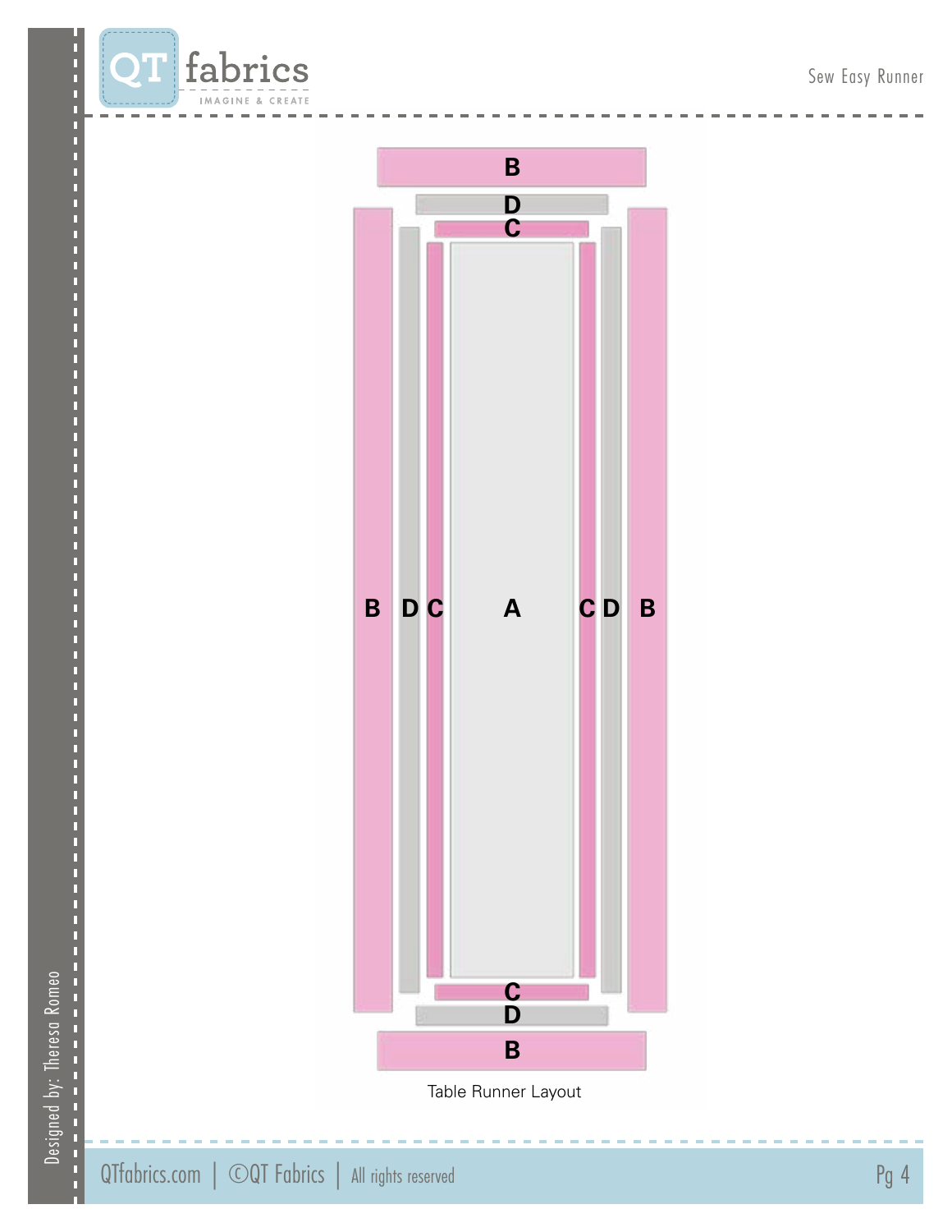B

D

C

B D C A C D B

C

D

B

Table Runner Layout